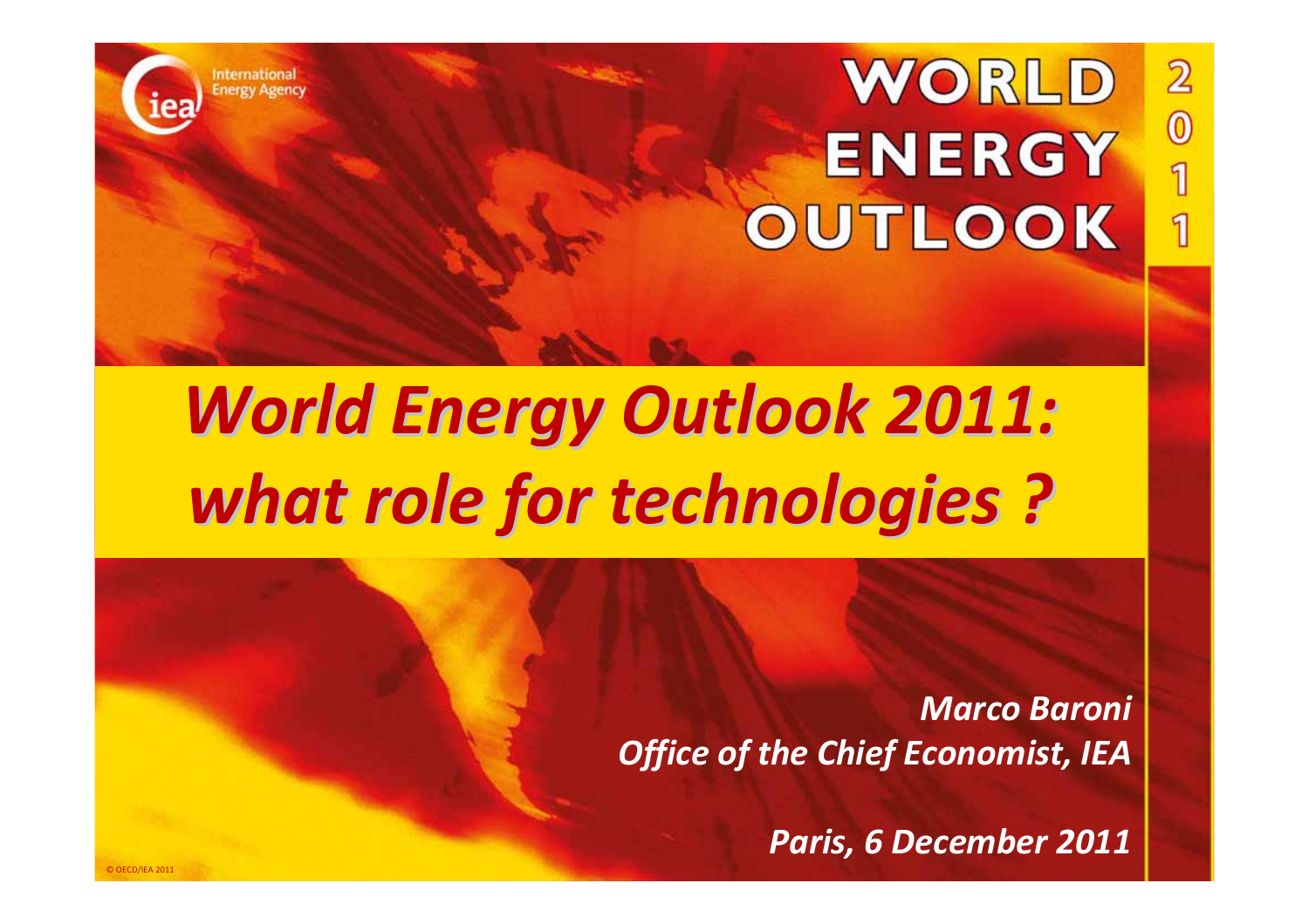# *World Energy Outlook 2011: what role for technologies ?*

*Marco Baroni*
*Office of the Chief Economist, IEA*

*Paris, 6 December 2011*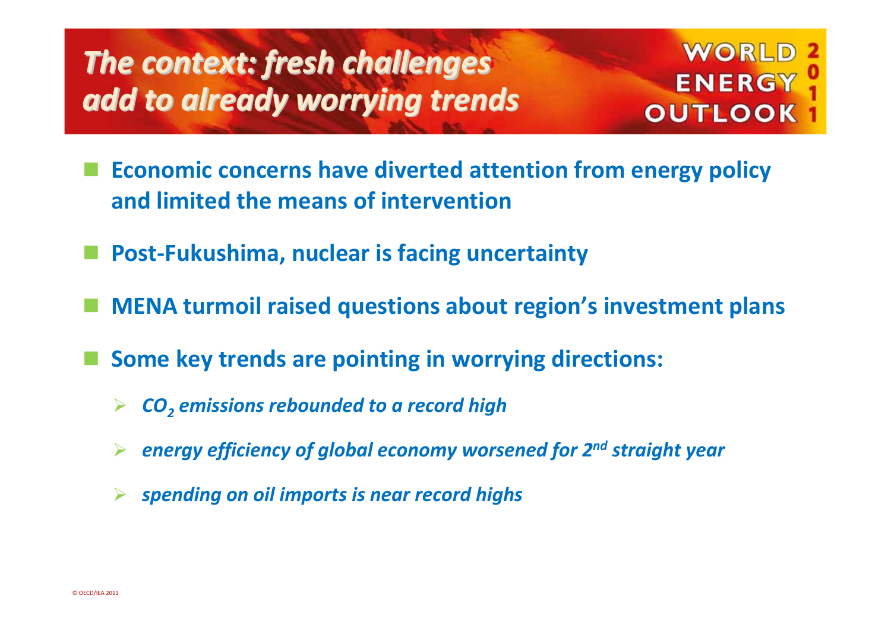# *The context: fresh challenges add to already worrying trends*

- **Economic concerns have diverted attention from energy policy and limited the means of intervention**
- **Post-Fukushima, nuclear is facing uncertainty**
- **MENA turmoil raised questions about region's investment plans**
- **Some key trends are pointing in worrying directions:**
  - ***$CO_2$ emissions rebounded to a record high***
  - ***energy efficiency of global economy worsened for 2nd straight year***
  - ***spending on oil imports is near record highs***

© OECD/IEA 2011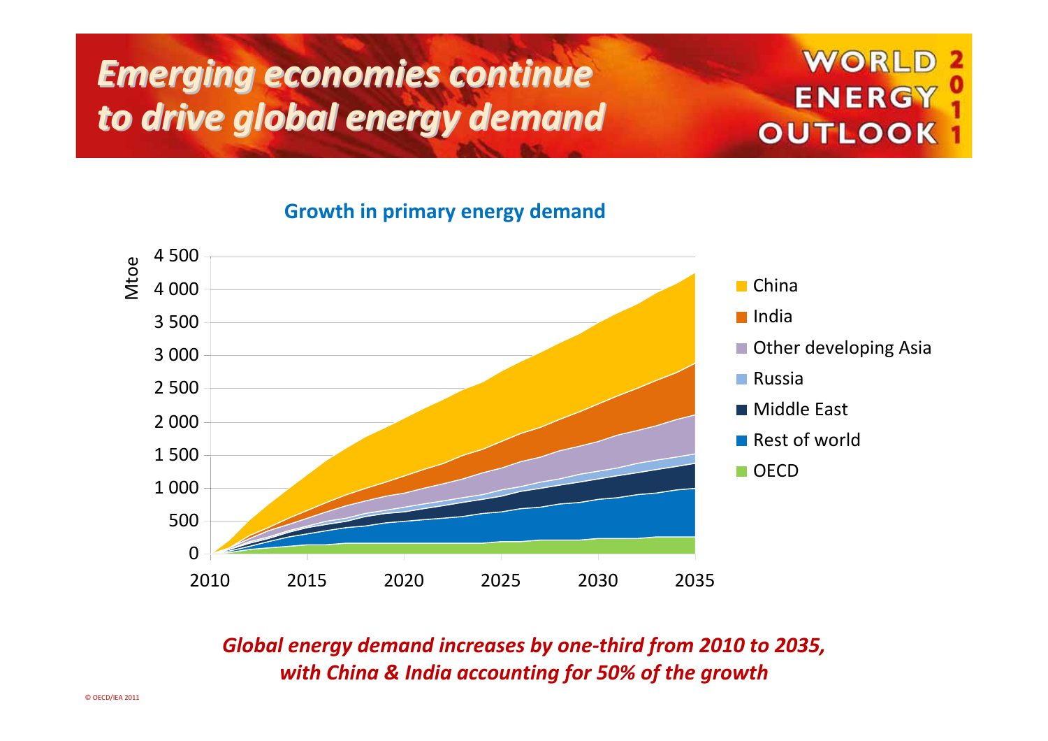# Emerging economies continue to drive global energy demand

**Growth in primary energy demand**

Mtoe

China
India
Other developing Asia
Russia
Middle East
Rest of world
OECD

*Global energy demand increases by one-third from 2010 to 2035, with China & India accounting for 50% of the growth*

© OECD/IEA 2011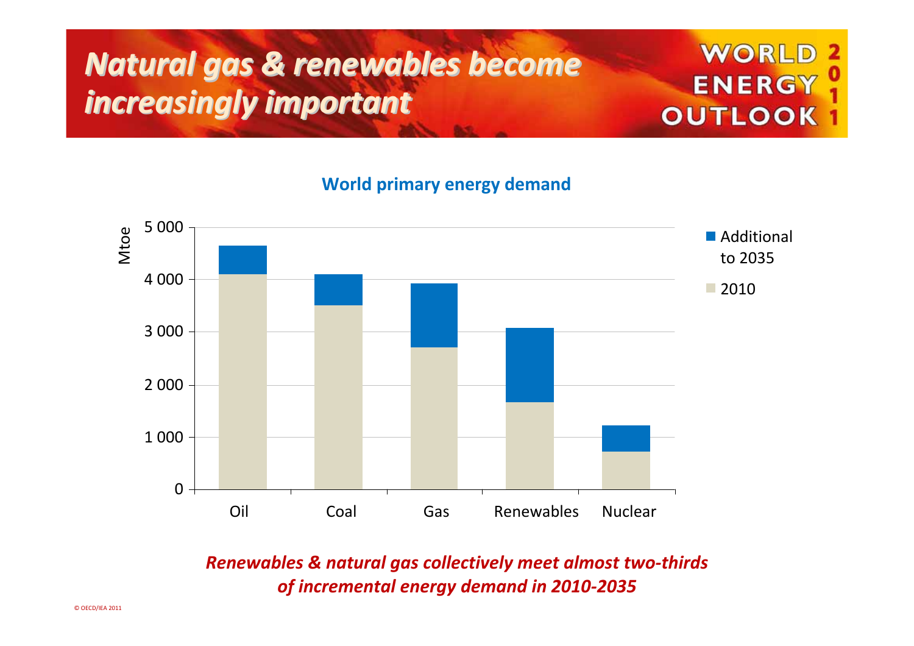# *Natural gas & renewables become increasingly important*

**World primary energy demand**

*Renewables & natural gas collectively meet almost two-thirds of incremental energy demand in 2010-2035*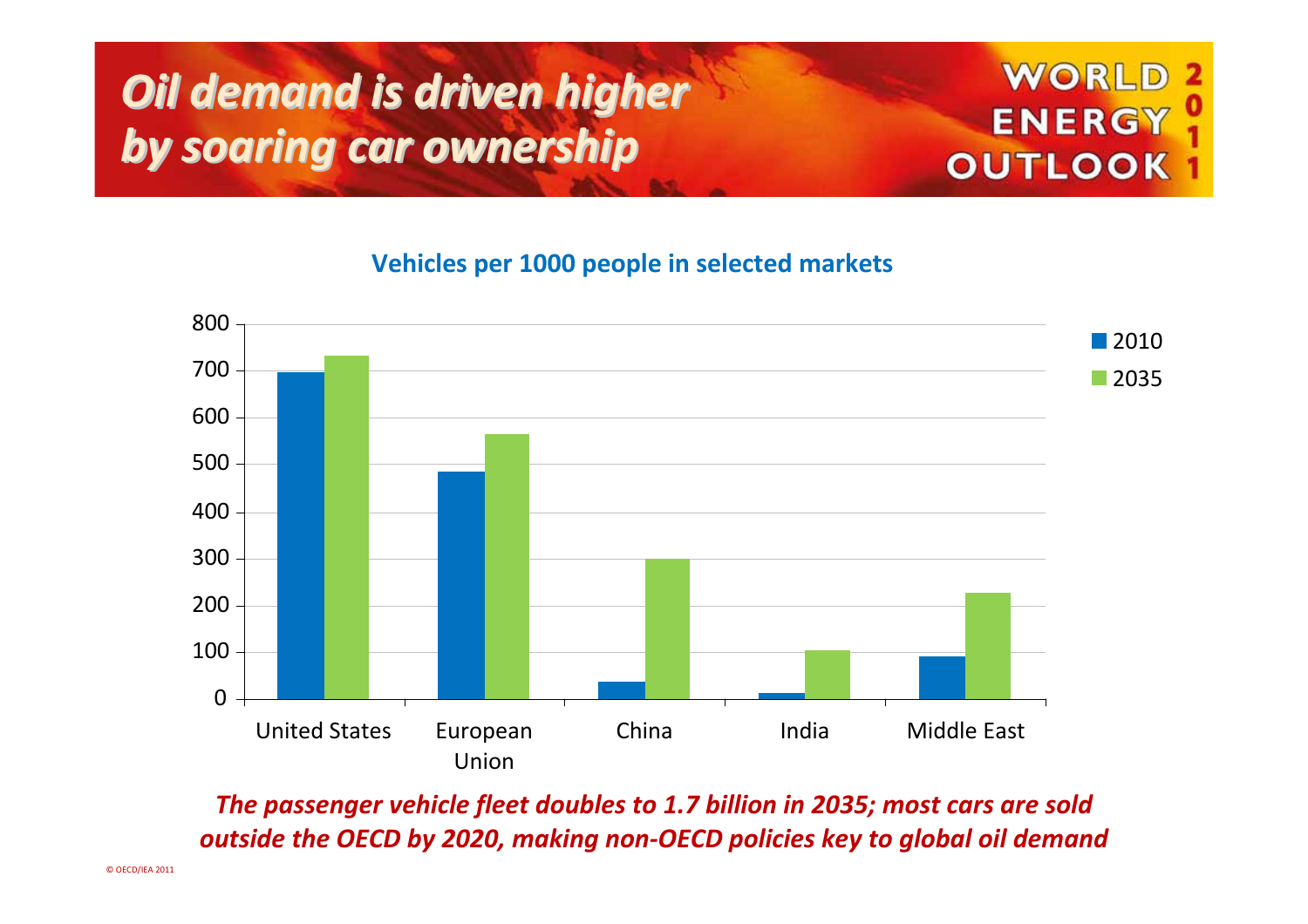# *Oil demand is driven higher by soaring car ownership*

**Vehicles per 1000 people in selected markets**

*The passenger vehicle fleet doubles to 1.7 billion in 2035; most cars are sold outside the OECD by 2020, making non-OECD policies key to global oil demand*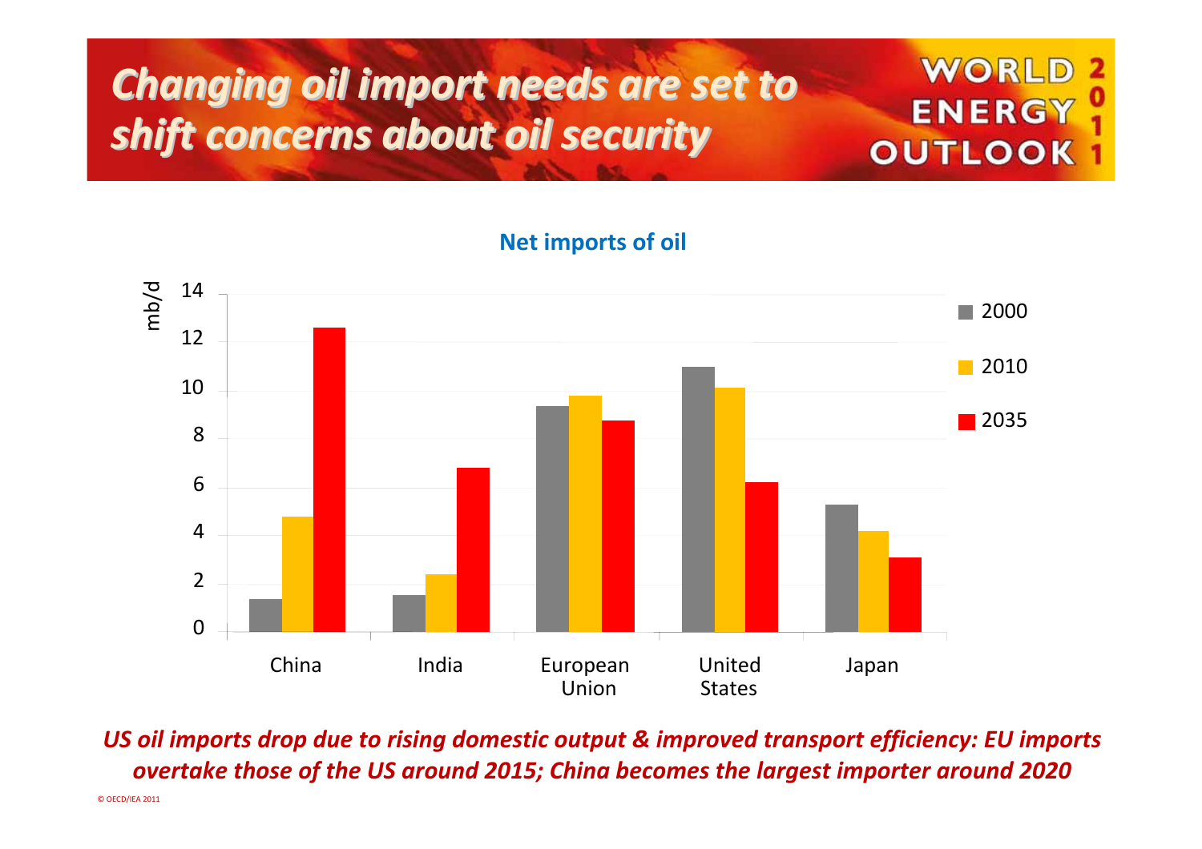# Changing oil import needs are set to shift concerns about oil security

WORLD ENERGY OUTLOOK 2011

**Net imports of oil**

*US oil imports drop due to rising domestic output & improved transport efficiency: EU imports overtake those of the US around 2015; China becomes the largest importer around 2020*

© OECD/IEA 2011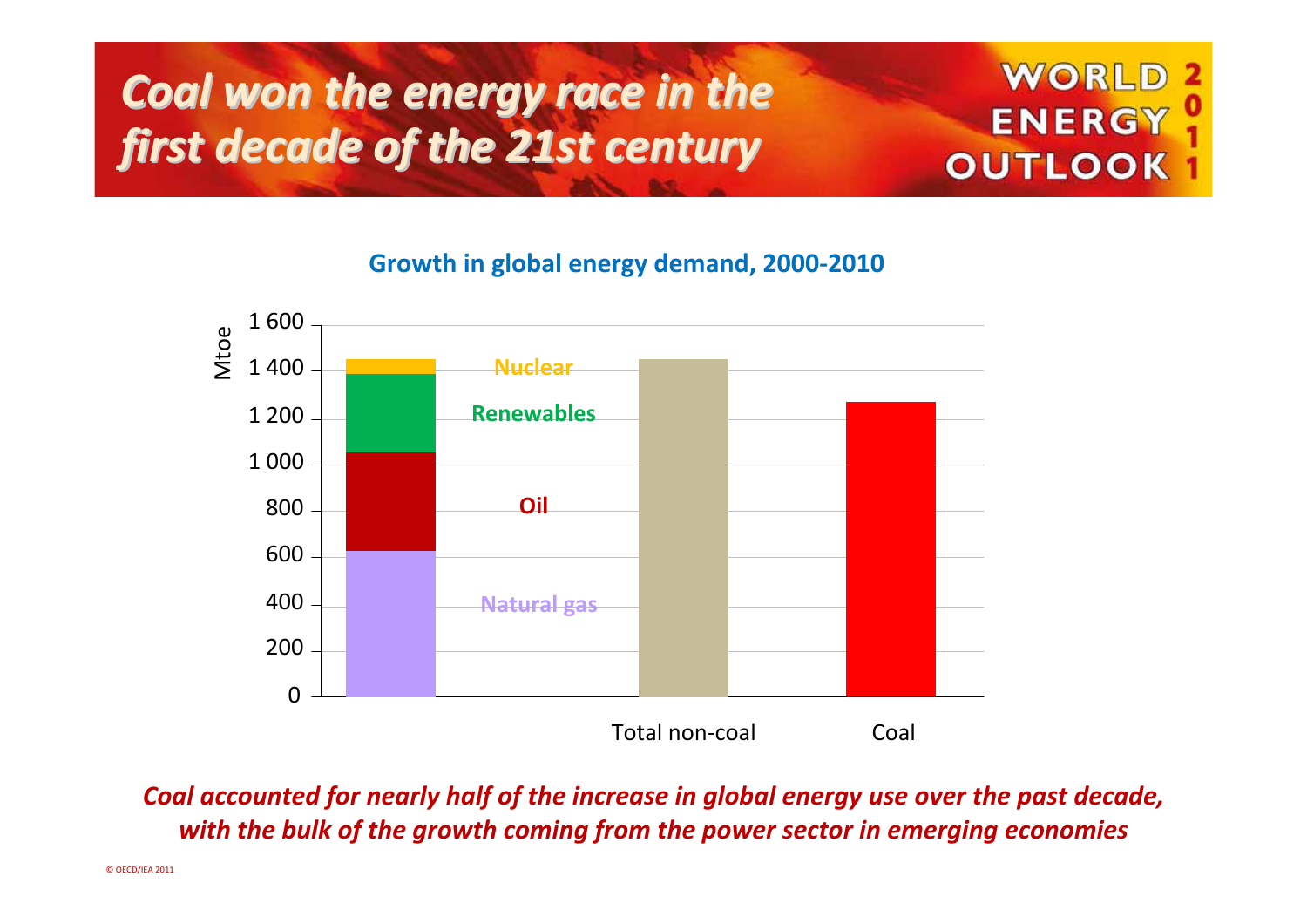# *Coal won the energy race in the first decade of the 21st century*

**Growth in global energy demand, 2000-2010**

Mtoe

| | Natural gas | Oil | Renewables | Nuclear | Total |
|---|---|---|---|---|---|
| Breakdown | ~630 | ~420 | ~340 | ~60 | ~1 450 |
| Total non-coal | | | | | ~1 450 |
| Coal | | | | | ~1 270 |

*Coal accounted for nearly half of the increase in global energy use over the past decade, with the bulk of the growth coming from the power sector in emerging economies*

© OECD/IEA 2011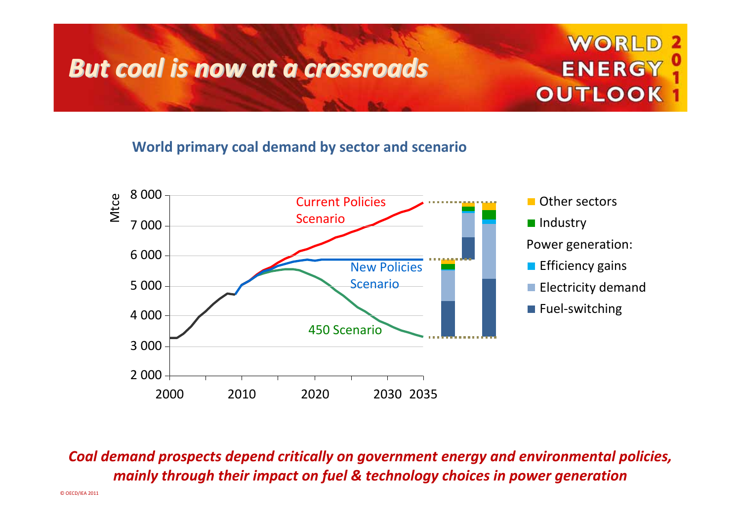# But coal is now at a crossroads

## World primary coal demand by sector and scenario

Mtce

8 000
7 000
6 000
5 000
4 000
3 000
2 000

2000 2010 2020 2030 2035

Current Policies Scenario

New Policies Scenario

450 Scenario

- Other sectors
- Industry

Power generation:

- Efficiency gains
- Electricity demand
- Fuel-switching

*Coal demand prospects depend critically on government energy and environmental policies, mainly through their impact on fuel & technology choices in power generation*

© OECD/IEA 2011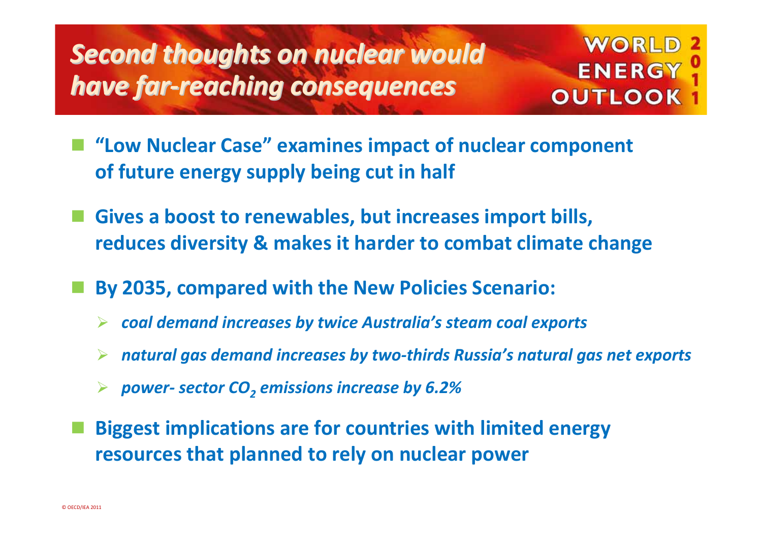# Second thoughts on nuclear would have far-reaching consequences

WORLD ENERGY OUTLOOK 2011

- **"Low Nuclear Case" examines impact of nuclear component of future energy supply being cut in half**
- **Gives a boost to renewables, but increases import bills, reduces diversity & makes it harder to combat climate change**
- **By 2035, compared with the New Policies Scenario:**
  - ***coal demand increases by twice Australia's steam coal exports***
  - ***natural gas demand increases by two-thirds Russia's natural gas net exports***
  - ***power- sector $CO_2$ emissions increase by 6.2%***
- **Biggest implications are for countries with limited energy resources that planned to rely on nuclear power**

© OECD/IEA 2011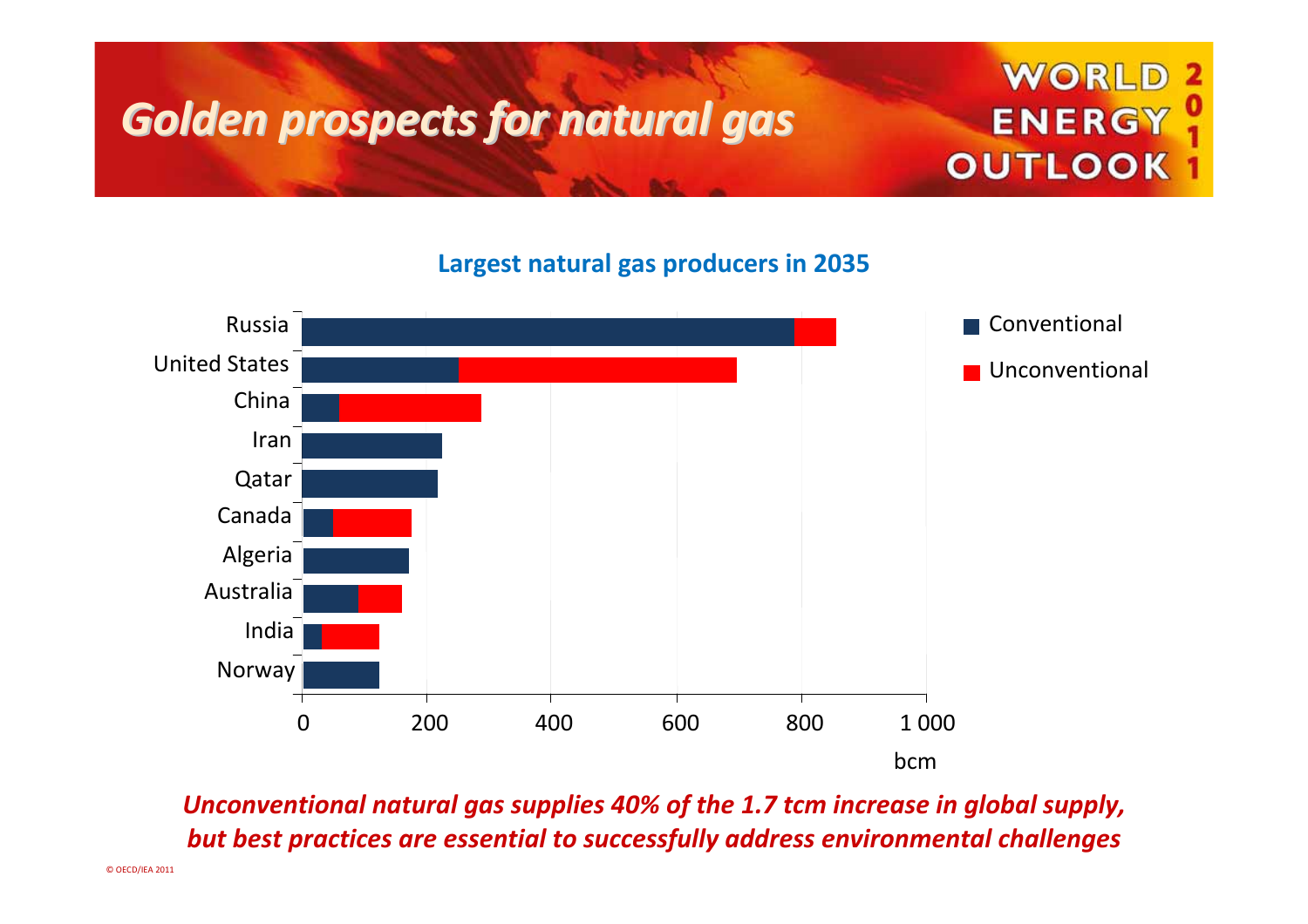# Golden prospects for natural gas

WORLD ENERGY OUTLOOK 2011

**Largest natural gas producers in 2035**

Russia, United States, China, Iran, Qatar, Canada, Algeria, Australia, India, Norway

0, 200, 400, 600, 800, 1 000

bcm

Conventional

Unconventional

***Unconventional natural gas supplies 40% of the 1.7 tcm increase in global supply, but best practices are essential to successfully address environmental challenges***

© OECD/IEA 2011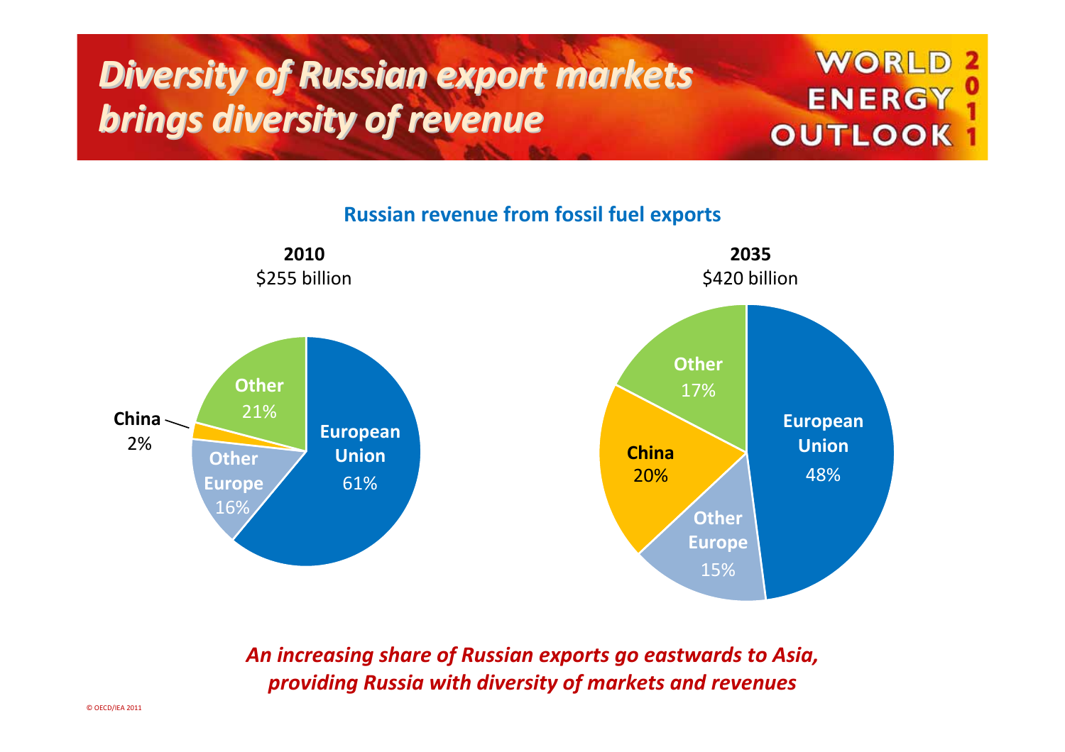# Diversity of Russian export markets brings diversity of revenue

**Russian revenue from fossil fuel exports**

| | 2010 ($255 billion) | 2035 ($420 billion) |
|---|---|---|
| European Union | 61% | 48% |
| Other Europe | 16% | 15% |
| China | 2% | 20% |
| Other | 21% | 17% |

***An increasing share of Russian exports go eastwards to Asia, providing Russia with diversity of markets and revenues***

© OECD/IEA 2011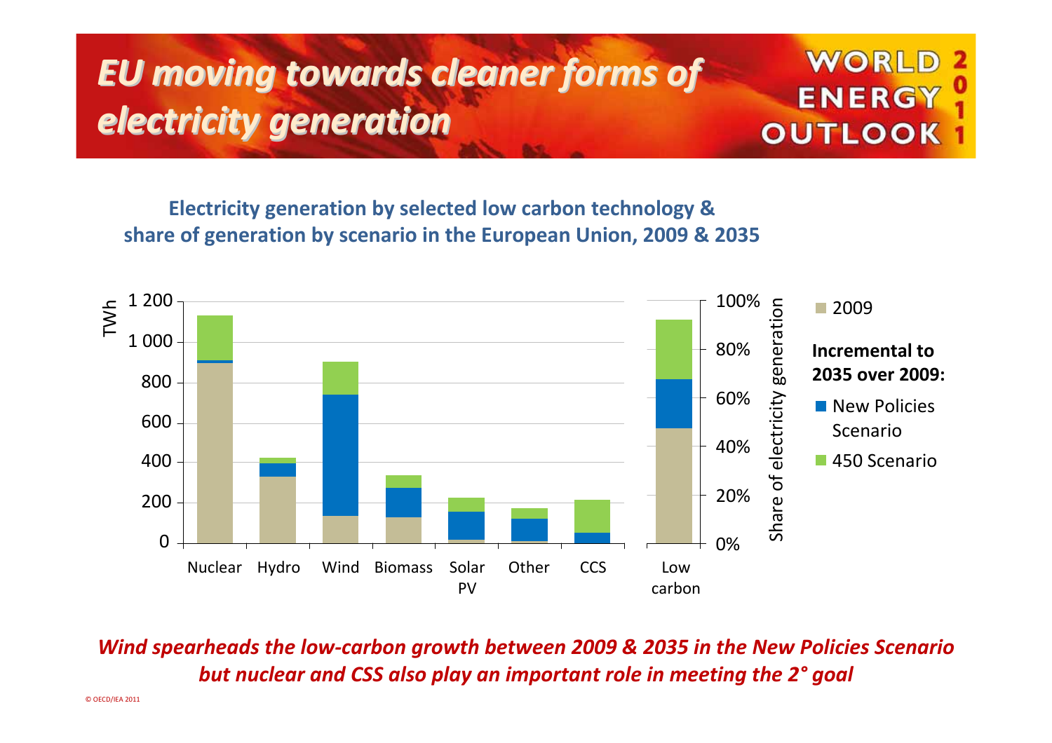# EU moving towards cleaner forms of electricity generation

**Electricity generation by selected low carbon technology & share of generation by scenario in the European Union, 2009 & 2035**

*Wind spearheads the low-carbon growth between 2009 & 2035 in the New Policies Scenario but nuclear and CSS also play an important role in meeting the 2° goal*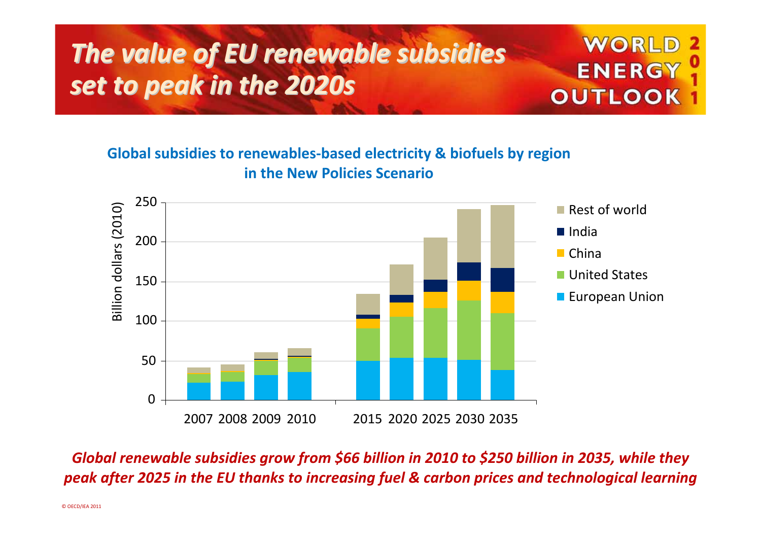# *The value of EU renewable subsidies set to peak in the 2020s*

**Global subsidies to renewables-based electricity & biofuels by region in the New Policies Scenario**

***Global renewable subsidies grow from $66 billion in 2010 to $250 billion in 2035, while they peak after 2025 in the EU thanks to increasing fuel & carbon prices and technological learning***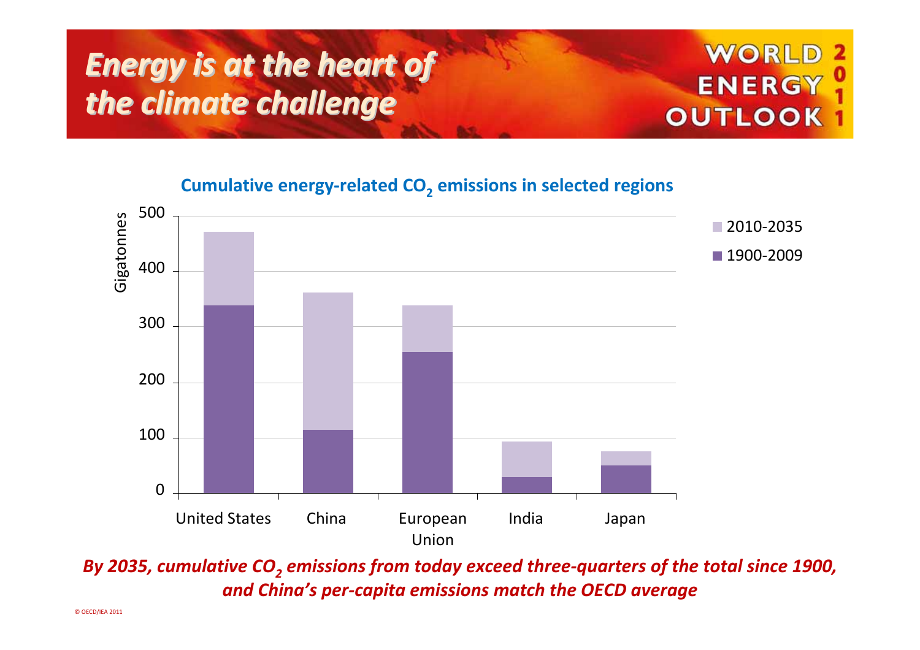# *Energy is at the heart of the climate challenge*

WORLD ENERGY OUTLOOK 2011

**Cumulative energy-related $CO_2$ emissions in selected regions**

Gigatonnes

500
400
300
200
100
0

United States | China | European Union | India | Japan

2010-2035
1900-2009

***By 2035, cumulative $CO_2$ emissions from today exceed three-quarters of the total since 1900, and China's per-capita emissions match the OECD average***

© OECD/IEA 2011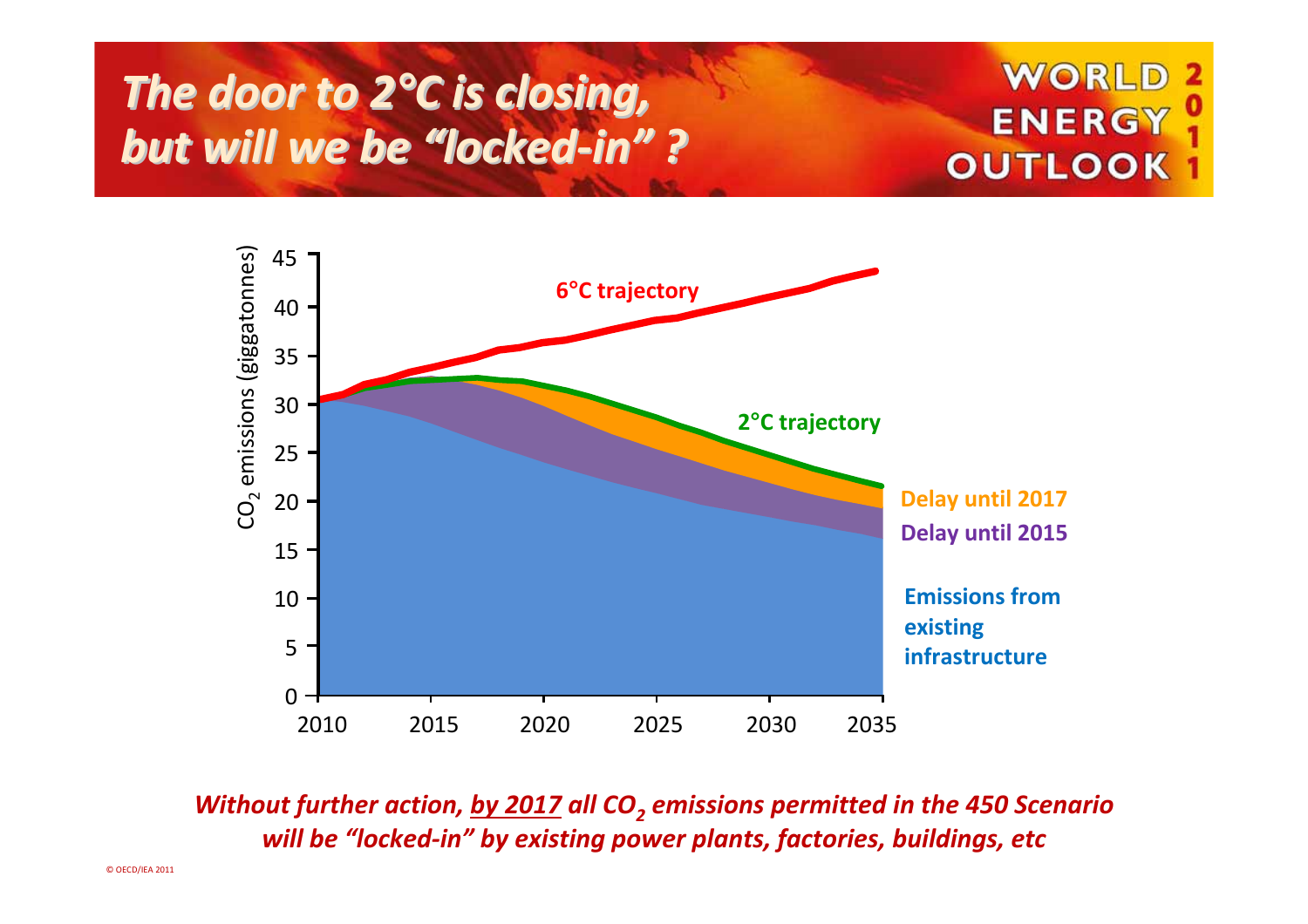# *The door to 2°C is closing, but will we be "locked-in" ?*

WORLD ENERGY OUTLOOK 2011

*Without further action, by 2017 all $CO_2$ emissions permitted in the 450 Scenario will be "locked-in" by existing power plants, factories, buildings, etc*

© OECD/IEA 2011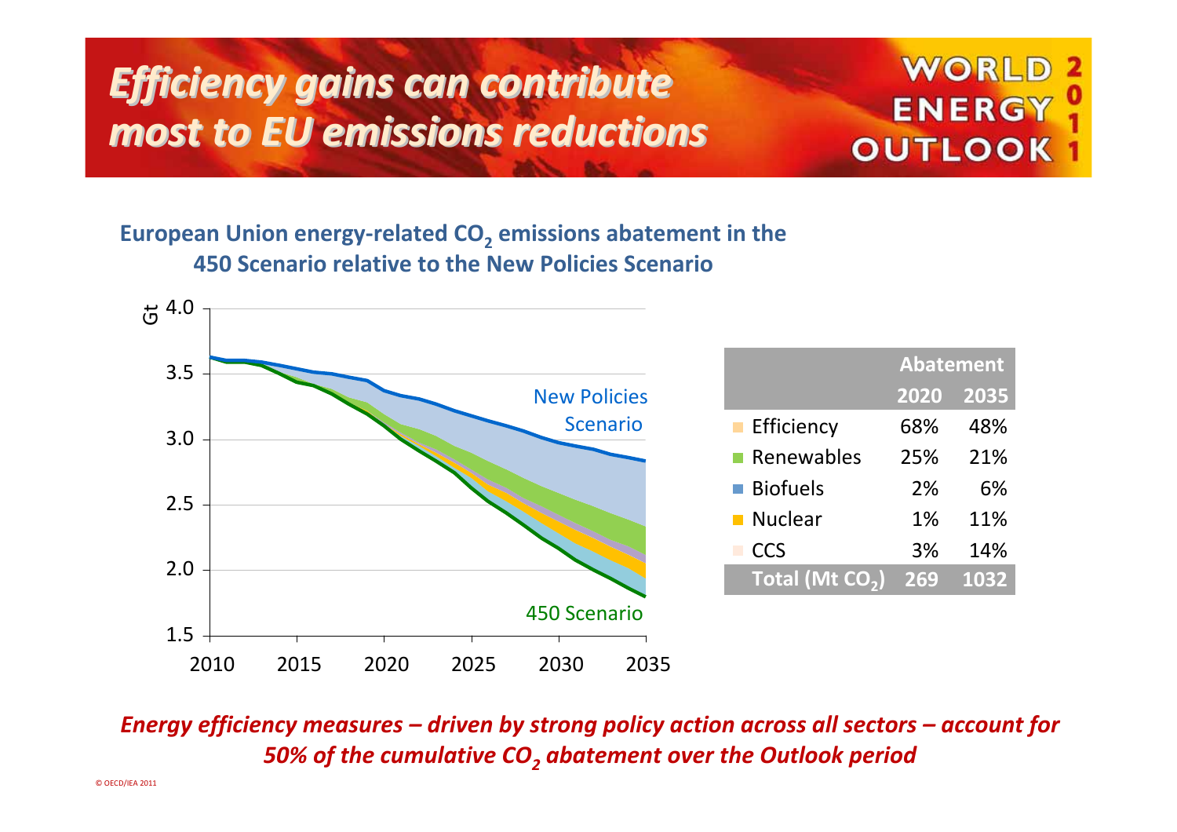# Efficiency gains can contribute most to EU emissions reductions

WORLD ENERGY OUTLOOK 2011

**European Union energy-related $CO_2$ emissions abatement in the 450 Scenario relative to the New Policies Scenario**

| | Abatement | |
|---|---|---|
| | **2020** | **2035** |
| Efficiency | 68% | 48% |
| Renewables | 25% | 21% |
| Biofuels | 2% | 6% |
| Nuclear | 1% | 11% |
| CCS | 3% | 14% |
| **Total (Mt $CO_2$)** | **269** | **1032** |

***Energy efficiency measures – driven by strong policy action across all sectors – account for 50% of the cumulative $CO_2$ abatement over the Outlook period***

© OECD/IEA 2011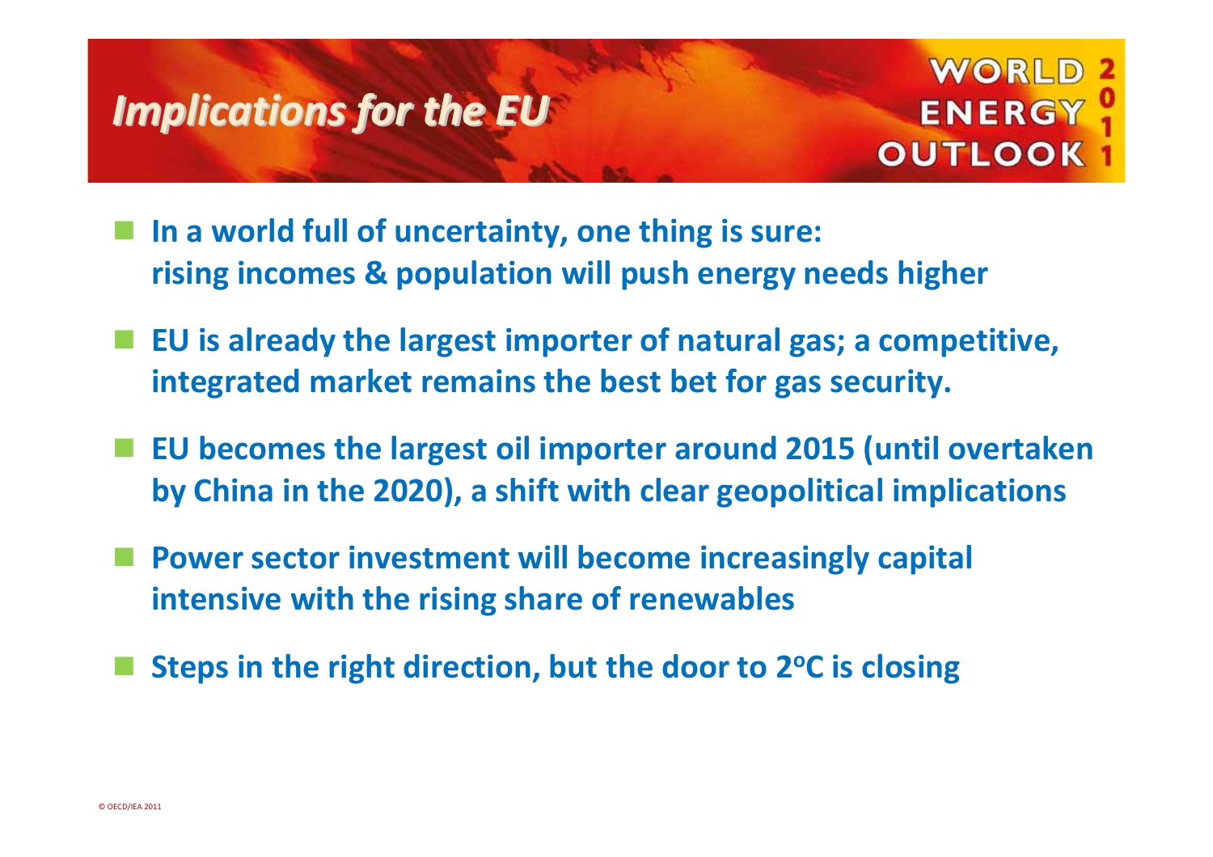# *Implications for the EU*

WORLD ENERGY OUTLOOK 2011

- **In a world full of uncertainty, one thing is sure: rising incomes & population will push energy needs higher**
- **EU is already the largest importer of natural gas; a competitive, integrated market remains the best bet for gas security.**
- **EU becomes the largest oil importer around 2015 (until overtaken by China in the 2020), a shift with clear geopolitical implications**
- **Power sector investment will become increasingly capital intensive with the rising share of renewables**
- **Steps in the right direction, but the door to 2°C is closing**

© OECD/IEA 2011